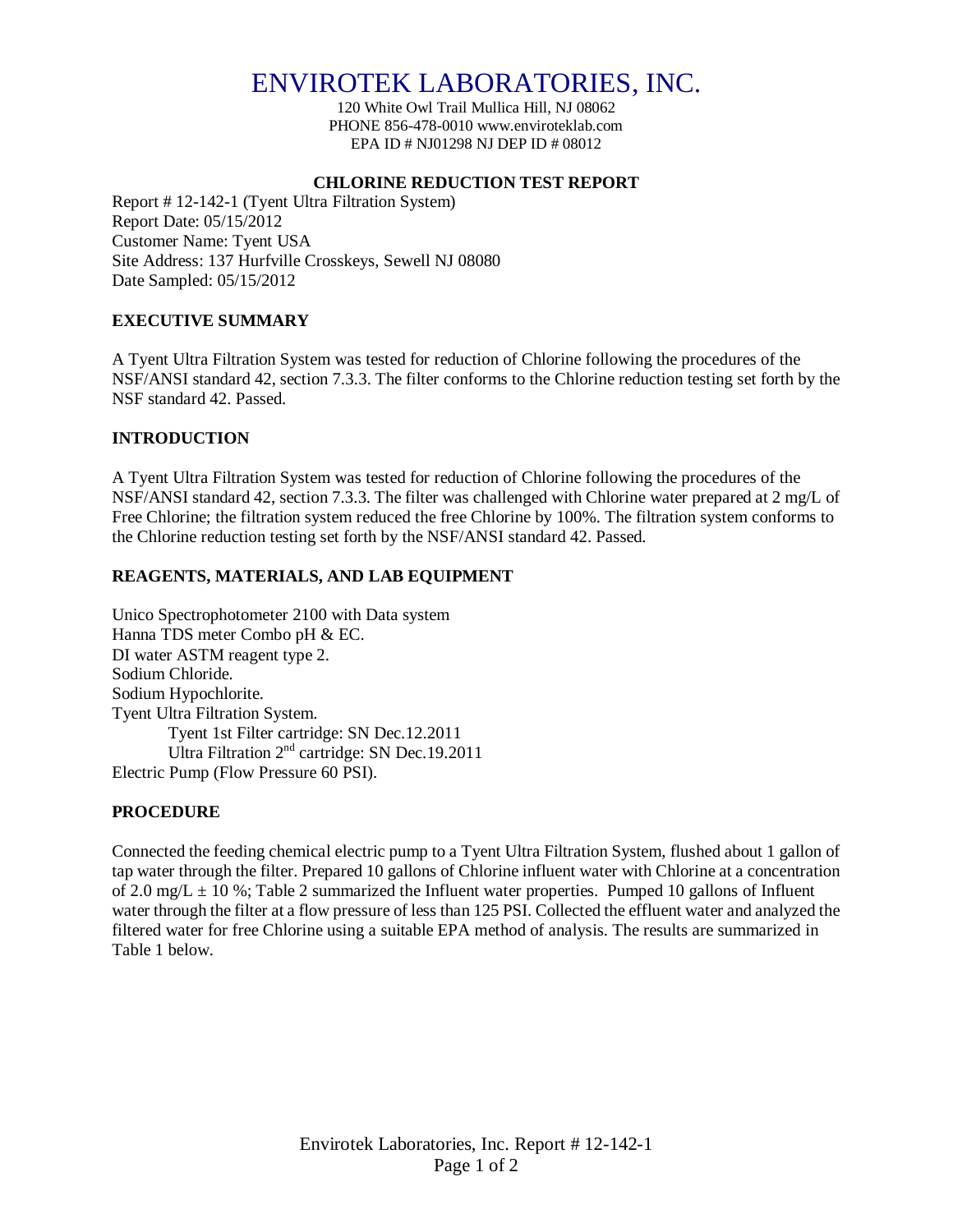# ENVIROTEK LABORATORIES, INC.

120 White Owl Trail Mullica Hill, NJ 08062
PHONE 856-478-0010 www.enviroteklab.com
EPA ID # NJ01298 NJ DEP ID # 08012

## CHLORINE REDUCTION TEST REPORT

Report # 12-142-1 (Tyent Ultra Filtration System)
Report Date: 05/15/2012
Customer Name: Tyent USA
Site Address: 137 Hurfville Crosskeys, Sewell NJ 08080
Date Sampled: 05/15/2012

### EXECUTIVE SUMMARY

A Tyent Ultra Filtration System was tested for reduction of Chlorine following the procedures of the NSF/ANSI standard 42, section 7.3.3. The filter conforms to the Chlorine reduction testing set forth by the NSF standard 42. Passed.

### INTRODUCTION

A Tyent Ultra Filtration System was tested for reduction of Chlorine following the procedures of the NSF/ANSI standard 42, section 7.3.3. The filter was challenged with Chlorine water prepared at 2 mg/L of Free Chlorine; the filtration system reduced the free Chlorine by 100%. The filtration system conforms to the Chlorine reduction testing set forth by the NSF/ANSI standard 42. Passed.

### REAGENTS, MATERIALS, AND LAB EQUIPMENT

Unico Spectrophotometer 2100 with Data system
Hanna TDS meter Combo pH & EC.
DI water ASTM reagent type 2.
Sodium Chloride.
Sodium Hypochlorite.
Tyent Ultra Filtration System.
- Tyent 1st Filter cartridge: SN Dec.12.2011
- Ultra Filtration 2nd cartridge: SN Dec.19.2011

Electric Pump (Flow Pressure 60 PSI).

### PROCEDURE

Connected the feeding chemical electric pump to a Tyent Ultra Filtration System, flushed about 1 gallon of tap water through the filter. Prepared 10 gallons of Chlorine influent water with Chlorine at a concentration of 2.0 mg/L ± 10 %; Table 2 summarized the Influent water properties. Pumped 10 gallons of Influent water through the filter at a flow pressure of less than 125 PSI. Collected the effluent water and analyzed the filtered water for free Chlorine using a suitable EPA method of analysis. The results are summarized in Table 1 below.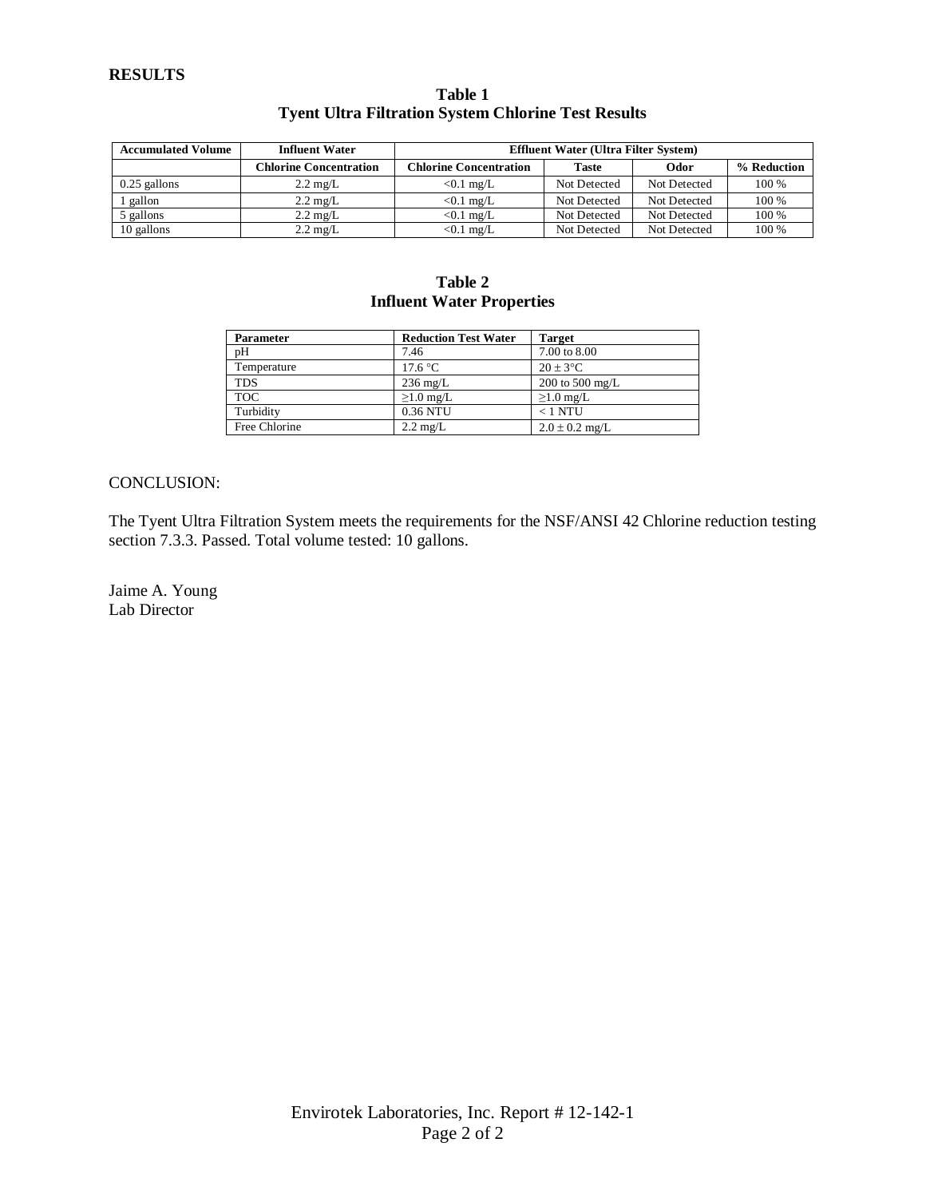**RESULTS**

**Table 1**
**Tyent Ultra Filtration System Chlorine Test Results**

| Accumulated Volume | Influent Water | Effluent Water (Ultra Filter System) | | | |
|---|---|---|---|---|---|
| | Chlorine Concentration | Chlorine Concentration | Taste | Odor | % Reduction |
| 0.25 gallons | 2.2 mg/L | <0.1 mg/L | Not Detected | Not Detected | 100 % |
| 1 gallon | 2.2 mg/L | <0.1 mg/L | Not Detected | Not Detected | 100 % |
| 5 gallons | 2.2 mg/L | <0.1 mg/L | Not Detected | Not Detected | 100 % |
| 10 gallons | 2.2 mg/L | <0.1 mg/L | Not Detected | Not Detected | 100 % |

**Table 2**
**Influent Water Properties**

| Parameter | Reduction Test Water | Target |
|---|---|---|
| pH | 7.46 | 7.00 to 8.00 |
| Temperature | 17.6 °C | 20 ± 3°C |
| TDS | 236 mg/L | 200 to 500 mg/L |
| TOC | ≥1.0 mg/L | ≥1.0 mg/L |
| Turbidity | 0.36 NTU | < 1 NTU |
| Free Chlorine | 2.2 mg/L | 2.0 ± 0.2 mg/L |

CONCLUSION:

The Tyent Ultra Filtration System meets the requirements for the NSF/ANSI 42 Chlorine reduction testing section 7.3.3. Passed. Total volume tested: 10 gallons.

Jaime A. Young
Lab Director

Envirotek Laboratories, Inc. Report # 12-142-1